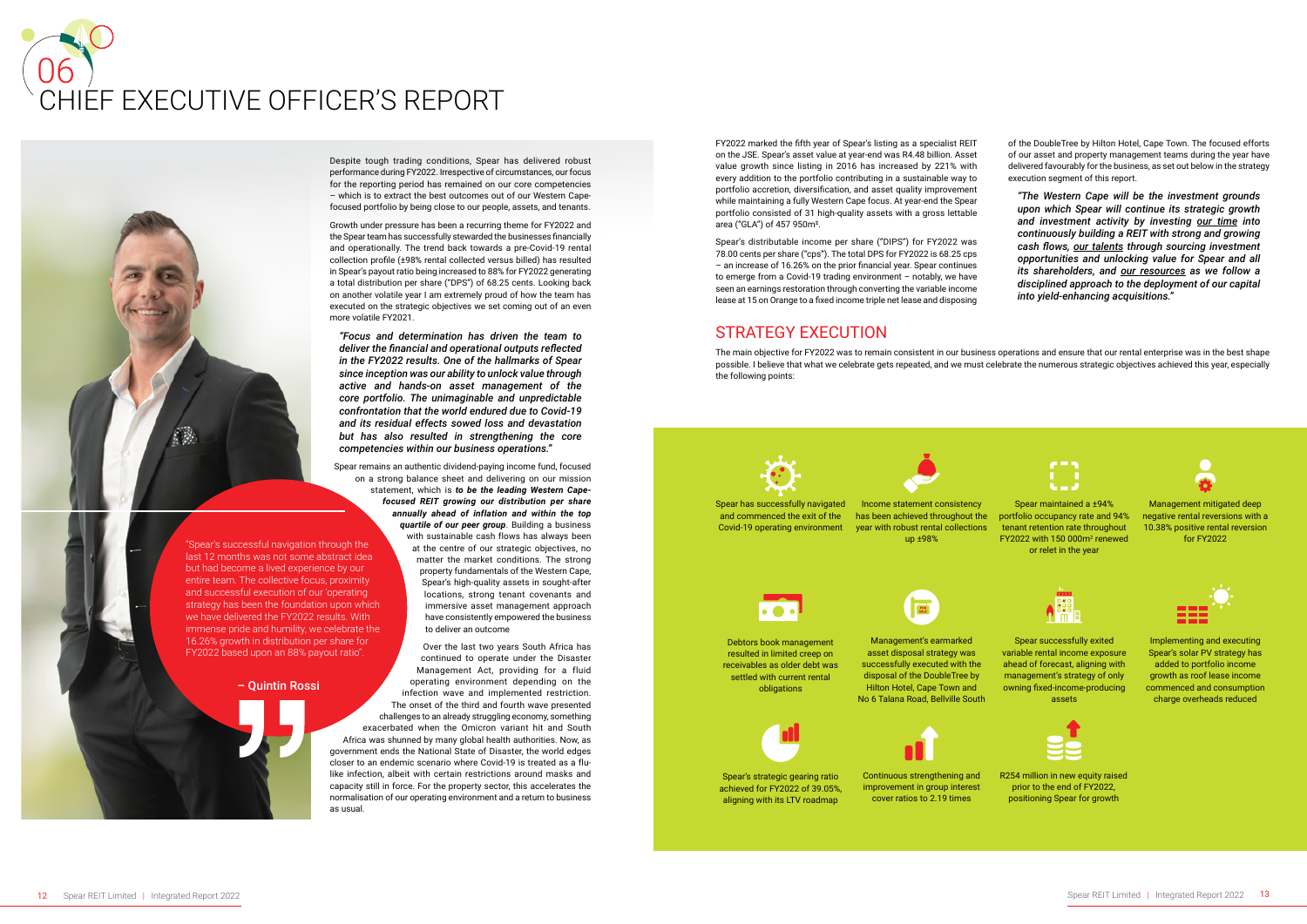# 06 CHIEF EXECUTIVE OFFICER'S REPORT

Despite tough trading conditions, Spear has delivered robust performance during FY2022. Irrespective of circumstances, our focus for the reporting period has remained on our core competencies – which is to extract the best outcomes out of our Western Cape-focused portfolio by being close to our people, assets, and tenants.

Growth under pressure has been a recurring theme for FY2022 and the Spear team has successfully stewarded the businesses financially and operationally. The trend back towards a pre-Covid-19 rental collection profile (±98% rental collected versus billed) has resulted in Spear's payout ratio being increased to 88% for FY2022 generating a total distribution per share ("DPS") of 68.25 cents. Looking back on another volatile year I am extremely proud of how the team has executed on the strategic objectives we set coming out of an even more volatile FY2021.

***"Focus and determination has driven the team to deliver the financial and operational outputs reflected in the FY2022 results. One of the hallmarks of Spear since inception was our ability to unlock value through active and hands-on asset management of the core portfolio. The unimaginable and unpredictable confrontation that the world endured due to Covid-19 and its residual effects sowed loss and devastation but has also resulted in strengthening the core competencies within our business operations."***

Spear remains an authentic dividend-paying income fund, focused on a strong balance sheet and delivering on our mission statement, which is ***to be the leading Western Cape-focused REIT growing our distribution per share annually ahead of inflation and within the top quartile of our peer group***. Building a business with sustainable cash flows has always been at the centre of our strategic objectives, no matter the market conditions. The strong property fundamentals of the Western Cape, Spear's high-quality assets in sought-after locations, strong tenant covenants and immersive asset management approach have consistently empowered the business to deliver an outcome

> "Spear's successful navigation through the last 12 months was not some abstract idea but had become a lived experience by our entire team. The collective focus, proximity and successful execution of our 'operating strategy has been the foundation upon which we have delivered the FY2022 results. With immense pride and humility, we celebrate the 16.26% growth in distribution per share for FY2022 based upon an 88% payout ratio".
>
> **– Quintin Rossi**

Over the last two years South Africa has continued to operate under the Disaster Management Act, providing for a fluid operating environment depending on the infection wave and implemented restriction. The onset of the third and fourth wave presented challenges to an already struggling economy, something exacerbated when the Omicron variant hit and South Africa was shunned by many global health authorities. Now, as government ends the National State of Disaster, the world edges closer to an endemic scenario where Covid-19 is treated as a flu-like infection, albeit with certain restrictions around masks and capacity still in force. For the property sector, this accelerates the normalisation of our operating environment and a return to business as usual.

FY2022 marked the fifth year of Spear's listing as a specialist REIT on the JSE. Spear's asset value at year-end was R4.48 billion. Asset value growth since listing in 2016 has increased by 221% with every addition to the portfolio contributing in a sustainable way to portfolio accretion, diversification, and asset quality improvement while maintaining a fully Western Cape focus. At year-end the Spear portfolio consisted of 31 high-quality assets with a gross lettable area ("GLA") of 457 950m².

Spear's distributable income per share ("DIPS") for FY2022 was 78.00 cents per share ("cps"). The total DPS for FY2022 is 68.25 cps – an increase of 16.26% on the prior financial year. Spear continues to emerge from a Covid-19 trading environment – notably, we have seen an earnings restoration through converting the variable income lease at 15 on Orange to a fixed income triple net lease and disposing of the DoubleTree by Hilton Hotel, Cape Town. The focused efforts of our asset and property management teams during the year have delivered favourably for the business, as set out below in the strategy execution segment of this report.

***"The Western Cape will be the investment grounds upon which Spear will continue its strategic growth and investment activity by investing <u>our time</u> into continuously building a REIT with strong and growing cash flows, <u>our talents</u> through sourcing investment opportunities and unlocking value for Spear and all its shareholders, and <u>our resources</u> as we follow a disciplined approach to the deployment of our capital into yield-enhancing acquisitions."***

## STRATEGY EXECUTION

The main objective for FY2022 was to remain consistent in our business operations and ensure that our rental enterprise was in the best shape possible. I believe that what we celebrate gets repeated, and we must celebrate the numerous strategic objectives achieved this year, especially the following points:

- Spear has successfully navigated and commenced the exit of the Covid-19 operating environment
- Income statement consistency has been achieved throughout the year with robust rental collections up ±98%
- Spear maintained a ±94% portfolio occupancy rate and 94% tenant retention rate throughout FY2022 with 150 000m² renewed or relet in the year
- Management mitigated deep negative rental reversions with a 10.38% positive rental reversion for FY2022
- Debtors book management resulted in limited creep on receivables as older debt was settled with current rental obligations
- Management's earmarked asset disposal strategy was successfully executed with the disposal of the DoubleTree by Hilton Hotel, Cape Town and No 6 Talana Road, Bellville South
- Spear successfully exited variable rental income exposure ahead of forecast, aligning with management's strategy of only owning fixed-income-producing assets
- Implementing and executing Spear's solar PV strategy has added to portfolio income growth as roof lease income commenced and consumption charge overheads reduced
- Spear's strategic gearing ratio achieved for FY2022 of 39.05%, aligning with its LTV roadmap
- Continuous strengthening and improvement in group interest cover ratios to 2.19 times
- R254 million in new equity raised prior to the end of FY2022, positioning Spear for growth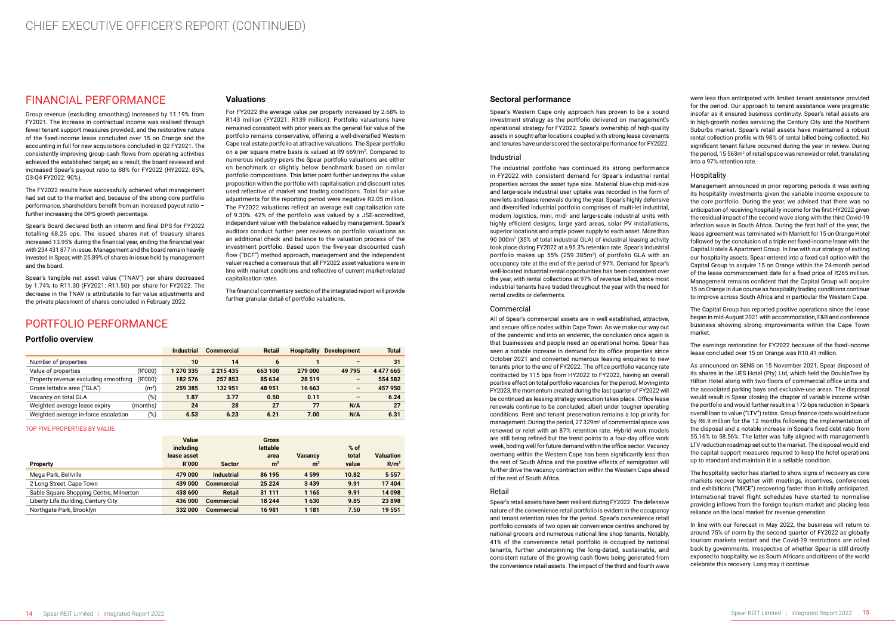# CHIEF EXECUTIVE OFFICER'S REPORT (CONTINUED)

## FINANCIAL PERFORMANCE

Group revenue (excluding smoothing) increased by 11.19% from FY2021. The increase in contractual income was realised through fewer tenant support measures provided, and the restorative nature of the fixed-income lease concluded over 15 on Orange and the accounting in full for new acquisitions concluded in Q2 FY2021. The consistently improving group cash flows from operating activities achieved the established target; as a result, the board reviewed and increased Spear's payout ratio to 88% for FY2022 (HY2022: 85%, Q3-Q4 FY2022: 90%).

The FY2022 results have successfully achieved what management had set out to the market and, because of the strong core portfolio performance, shareholders benefit from an increased payout ratio – further increasing the DPS growth percentage.

Spear's Board declared both an interim and final DPS for FY2022 totalling 68.25 cps. The issued shares net of treasury shares increased 13.95% during the financial year, ending the financial year with 234 431 877 in issue. Management and the board remain heavily invested in Spear, with 25.89% of shares in issue held by management and the board.

Spear's tangible net asset value ("TNAV") per share decreased by 1.74% to R11.30 (FY2021: R11.50) per share for FY2022. The decrease in the TNAV is attributable to fair value adjustments and the private placement of shares concluded in February 2022.

### Valuations

For FY2022 the average value per property increased by 2.68% to R143 million (FY2021: R139 million). Portfolio valuations have remained consistent with prior years as the general fair value of the portfolio remains conservative, offering a well-diversified Western Cape real estate portfolio at attractive valuations. The Spear portfolio on a per square metre basis is valued at R9 669/m². Compared to numerous industry peers the Spear portfolio valuations are either on benchmark or slightly below benchmark based on similar portfolio compositions. This latter point further underpins the value proposition within the portfolio with capitalisation and discount rates used reflective of market and trading conditions. Total fair value adjustments for the reporting period were negative R2.05 million. The FY2022 valuations reflect an average exit capitalisation rate of 9.30%. 42% of the portfolio was valued by a JSE-accredited, independent valuer with the balance valued by management. Spear's auditors conduct further peer reviews on portfolio valuations as an additional check and balance to the valuation process of the investment portfolio. Based upon the five-year discounted cash flow ("DCF") method approach, management and the independent valuer reached a consensus that all FY2022 asset valuations were in line with market conditions and reflective of current market-related capitalisation rates.

The financial commentary section of the integrated report will provide further granular detail of portfolio valuations.

## PORTFOLIO PERFORMANCE

### Portfolio overview

| | | Industrial | Commercial | Retail | Hospitality | Development | Total |
|---|---|---|---|---|---|---|---|
| Number of properties | | 10 | 14 | 6 | 1 | – | 31 |
| Value of properties | (R'000) | 1 270 335 | 2 215 435 | 663 100 | 279 000 | 49 795 | 4 477 665 |
| Property revenue excluding smoothing | (R'000) | 182 576 | 257 853 | 85 634 | 28 519 | – | 554 582 |
| Gross lettable area ("GLA") | (m²) | 259 385 | 132 951 | 48 951 | 16 663 | – | 457 950 |
| Vacancy on total GLA | (%) | 1.87 | 3.77 | 0.50 | 0.11 | – | 6.24 |
| Weighted average lease expiry | (months) | 24 | 28 | 27 | 77 | N/A | 27 |
| Weighted average in-force escalation | (%) | 6.53 | 6.23 | 6.21 | 7.00 | N/A | 6.31 |

TOP FIVE PROPERTIES BY VALUE

| Property | Value including lease asset R'000 | Sector | Gross lettable area m² | Vacancy m² | % of total value | Valuation R/m² |
|---|---|---|---|---|---|---|
| Mega Park, Bellville | 479 000 | Industrial | 86 195 | 4 599 | 10.82 | 5 557 |
| 2 Long Street, Cape Town | 439 000 | Commercial | 25 224 | 3 439 | 9.91 | 17 404 |
| Sable Square Shopping Centre, Milnerton | 438 600 | Retail | 31 111 | 1 165 | 9.91 | 14 098 |
| Liberty Life Building, Century City | 436 000 | Commercial | 18 244 | 1 630 | 9.85 | 23 898 |
| Northgate Park, Brooklyn | 332 000 | Commercial | 16 981 | 1 181 | 7.50 | 19 551 |

### Sectoral performance

Spear's Western Cape only approach has proven to be a sound investment strategy as the portfolio delivered on management's operational strategy for FY2022. Spear's ownership of high-quality assets in sought-after locations coupled with strong lease covenants and tenures have underscored the sectoral performance for FY2022.

#### Industrial

The industrial portfolio has continued its strong performance in FY2022 with consistent demand for Spear's industrial rental properties across the asset type size. Material blue-chip mid-size and large-scale industrial user uptake was recorded in the form of new lets and lease renewals during the year. Spear's highly defensive and diversified industrial portfolio comprises of multi-let industrial, modern logistics, mini, mid- and large-scale industrial units with highly efficient designs, large yard areas, solar PV installations, superior locations and ample power supply to each asset. More than 90 000m² (35% of total industrial GLA) of industrial leasing activity took place during FY2022 at a 95.3% retention rate. Spear's industrial portfolio makes up 55% (259 385m²) of portfolio GLA with an occupancy rate at the end of the period of 97%. Demand for Spear's well-located industrial rental opportunities has been consistent over the year, with rental collections at 97% of revenue billed, since most industrial tenants have traded throughout the year with the need for rental credits or deferments.

#### Commercial

All of Spear's commercial assets are in well established, attractive, and secure office nodes within Cape Town. As we make our way out of the pandemic and into an endemic, the conclusion once again is that businesses and people need an operational home. Spear has seen a notable increase in demand for its office properties since October 2021 and converted numerous leasing enquiries to new tenants prior to the end of FY2022. The office portfolio vacancy rate contracted by 115 bps from HY2022 to FY2022, having an overall positive effect on total portfolio vacancies for the period. Moving into FY2023, the momentum created during the last quarter of FY2022 will be continued as leasing strategy execution takes place. Office lease renewals continue to be concluded, albeit under tougher operating conditions. Rent and tenant preservation remains a top priority for management. During the period, 27 329m² of commercial space was renewed or relet with an 87% retention rate. Hybrid work models are still being refined but the trend points to a four-day office work week, boding well for future demand within the office sector. Vacancy overhang within the Western Cape has been significantly less than the rest of South Africa and the positive effects of semigration will further drive the vacancy contraction within the Western Cape ahead of the rest of South Africa.

#### Retail

Spear's retail assets have been resilient during FY2022. The defensive nature of the convenience retail portfolio is evident in the occupancy and tenant retention rates for the period. Spear's convenience retail portfolio consists of two open air convenience centres anchored by national grocers and numerous national line shop tenants. Notably, 41% of the convenience retail portfolio is occupied by national tenants, further underpinning the long-dated, sustainable, and consistent nature of the growing cash flows being generated from the convenience retail assets. The impact of the third and fourth wave were less than anticipated with limited tenant assistance provided for the period. Our approach to tenant assistance were pragmatic insofar as it ensured business continuity. Spear's retail assets are in high-growth nodes servicing the Century City and the Northern Suburbs market. Spear's retail assets have maintained a robust rental collection profile with 98% of rental billed being collected. No significant tenant failure occurred during the year in review. During the period, 15 563m² of retail space was renewed or relet, translating into a 97% retention rate.

#### Hospitality

Management announced in prior reporting periods it was exiting its hospitality investments given the variable income exposure to the core portfolio. During the year, we advised that there was no anticipation of receiving hospitality income for the first HY2022 given the residual impact of the second wave along with the third Covid-19 infection wave in South Africa. During the first half of the year, the lease agreement was terminated with Marriott for 15 on Orange Hotel followed by the conclusion of a triple net fixed-income lease with the Capital Hotels & Apartment Group. In line with our strategy of exiting our hospitality assets, Spear entered into a fixed call option with the Capital Group to acquire 15 on Orange within the 24-month period of the lease commencement date for a fixed price of R265 million. Management remains confident that the Capital Group will acquire 15 on Orange in due course as hospitality trading conditions continue to improve across South Africa and in particular the Western Cape.

The Capital Group has reported positive operations since the lease began in mid-August 2021 with accommodation, F&B and conference business showing strong improvements within the Cape Town market.

The earnings restoration for FY2022 because of the fixed-income lease concluded over 15 on Orange was R10.41 million.

As announced on SENS on 15 November 2021, Spear disposed of its shares in the UES Hotel (Pty) Ltd, which held the DoubleTree by Hilton Hotel along with two floors of commercial office units and the associated parking bays and exclusive-use areas. The disposal would result in Spear closing the chapter of variable income within the portfolio and would further result in a 172-bps reduction in Spear's overall loan to value ("LTV") ratios. Group finance costs would reduce by R6.9 million for the 12 months following the implementation of the disposal and a notable increase in Spear's fixed debt ratio from 55.16% to 58.56%. The latter was fully aligned with management's LTV reduction roadmap set out to the market. The disposal would end the capital support measures required to keep the hotel operations up to standard and maintain it in a sellable condition.

The hospitality sector has started to show signs of recovery as core markets recover together with meetings, incentives, conferences and exhibitions ("MICE") recovering faster than initially anticipated. International travel flight schedules have started to normalise providing inflows from the foreign tourism market and placing less reliance on the local market for revenue generation.

In line with our forecast in May 2022, the business will return to around 75% of norm by the second quarter of FY2022 as globally tourism markets restart and the Covid-19 restrictions are rolled back by governments. Irrespective of whether Spear is still directly exposed to hospitality, we as South Africans and citizens of the world celebrate this recovery. Long may it continue.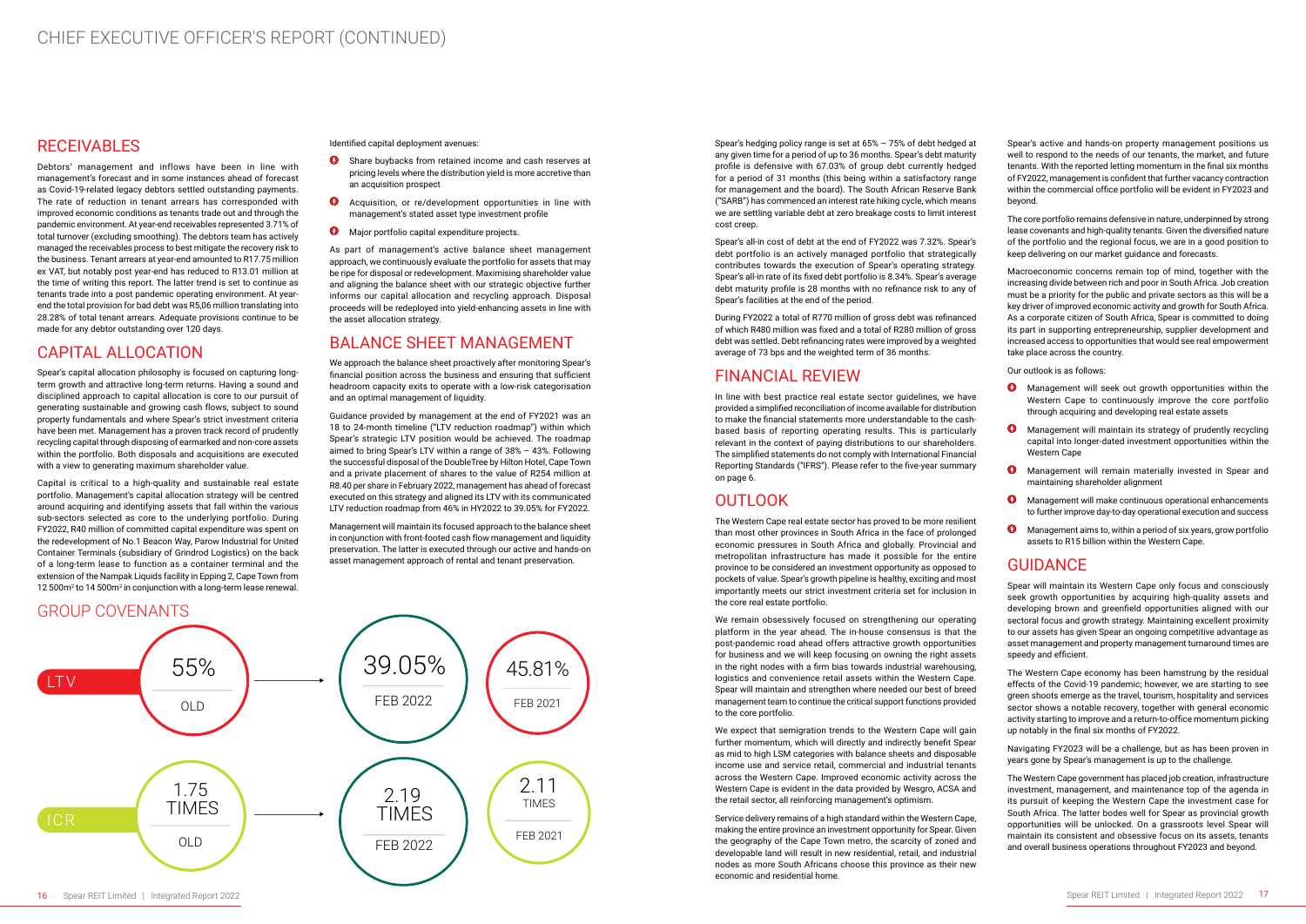# CHIEF EXECUTIVE OFFICER'S REPORT (CONTINUED)

## RECEIVABLES

Debtors' management and inflows have been in line with management's forecast and in some instances ahead of forecast as Covid-19-related legacy debtors settled outstanding payments. The rate of reduction in tenant arrears has corresponded with improved economic conditions as tenants trade out and through the pandemic environment. At year-end receivables represented 3.71% of total turnover (excluding smoothing). The debtors team has actively managed the receivables process to best mitigate the recovery risk to the business. Tenant arrears at year-end amounted to R17.75 million ex VAT, but notably post year-end has reduced to R13.01 million at the time of writing this report. The latter trend is set to continue as tenants trade into a post pandemic operating environment. At year-end the total provision for bad debt was R5,06 million translating into 28.28% of total tenant arrears. Adequate provisions continue to be made for any debtor outstanding over 120 days.

## CAPITAL ALLOCATION

Spear's capital allocation philosophy is focused on capturing long-term growth and attractive long-term returns. Having a sound and disciplined approach to capital allocation is core to our pursuit of generating sustainable and growing cash flows, subject to sound property fundamentals and where Spear's strict investment criteria have been met. Management has a proven track record of prudently recycling capital through disposing of earmarked and non-core assets within the portfolio. Both disposals and acquisitions are executed with a view to generating maximum shareholder value.

Capital is critical to a high-quality and sustainable real estate portfolio. Management's capital allocation strategy will be centred around acquiring and identifying assets that fall within the various sub-sectors selected as core to the underlying portfolio. During FY2022, R40 million of committed capital expenditure was spent on the redevelopment of No.1 Beacon Way, Parow Industrial for United Container Terminals (subsidiary of Grindrod Logistics) on the back of a long-term lease to function as a container terminal and the extension of the Nampak Liquids facility in Epping 2, Cape Town from 12 500m² to 14 500m² in conjunction with a long-term lease renewal.

Identified capital deployment avenues:

- Share buybacks from retained income and cash reserves at pricing levels where the distribution yield is more accretive than an acquisition prospect
- Acquisition, or re/development opportunities in line with management's stated asset type investment profile
- Major portfolio capital expenditure projects.

As part of management's active balance sheet management approach, we continuously evaluate the portfolio for assets that may be ripe for disposal or redevelopment. Maximising shareholder value and aligning the balance sheet with our strategic objective further informs our capital allocation and recycling approach. Disposal proceeds will be redeployed into yield-enhancing assets in line with the asset allocation strategy.

## BALANCE SHEET MANAGEMENT

We approach the balance sheet proactively after monitoring Spear's financial position across the business and ensuring that sufficient headroom capacity exits to operate with a low-risk categorisation and an optimal management of liquidity.

Guidance provided by management at the end of FY2021 was an 18 to 24-month timeline ("LTV reduction roadmap") within which Spear's strategic LTV position would be achieved. The roadmap aimed to bring Spear's LTV within a range of 38% – 43%. Following the successful disposal of the DoubleTree by Hilton Hotel, Cape Town and a private placement of shares to the value of R254 million at R8.40 per share in February 2022, management has ahead of forecast executed on this strategy and aligned its LTV with its communicated LTV reduction roadmap from 46% in HY2022 to 39.05% for FY2022.

Management will maintain its focused approach to the balance sheet in conjunction with front-footed cash flow management and liquidity preservation. The latter is executed through our active and hands-on asset management approach of rental and tenant preservation.

## GROUP COVENANTS

| | OLD | FEB 2022 | FEB 2021 |
|---|---|---|---|
| LTV | 55% | 39.05% | 45.81% |
| ICR | 1.75 TIMES | 2.19 TIMES | 2.11 TIMES |

Spear's hedging policy range is set at 65% – 75% of debt hedged at any given time for a period of up to 36 months. Spear's debt maturity profile is defensive with 67.03% of group debt currently hedged for a period of 31 months (this being within a satisfactory range for management and the board). The South African Reserve Bank ("SARB") has commenced an interest rate hiking cycle, which means we are settling variable debt at zero breakage costs to limit interest cost creep.

Spear's all-in cost of debt at the end of FY2022 was 7.32%. Spear's debt portfolio is an actively managed portfolio that strategically contributes towards the execution of Spear's operating strategy. Spear's all-in rate of its fixed debt portfolio is 8.34%. Spear's average debt maturity profile is 28 months with no refinance risk to any of Spear's facilities at the end of the period.

During FY2022 a total of R770 million of gross debt was refinanced of which R480 million was fixed and a total of R280 million of gross debt was settled. Debt refinancing rates were improved by a weighted average of 73 bps and the weighted term of 36 months.

## FINANCIAL REVIEW

In line with best practice real estate sector guidelines, we have provided a simplified reconciliation of income available for distribution to make the financial statements more understandable to the cash-based basis of reporting operating results. This is particularly relevant in the context of paying distributions to our shareholders. The simplified statements do not comply with International Financial Reporting Standards ("IFRS"). Please refer to the five-year summary on page 6.

## OUTLOOK

The Western Cape real estate sector has proved to be more resilient than most other provinces in South Africa in the face of prolonged economic pressures in South Africa and globally. Provincial and metropolitan infrastructure has made it possible for the entire province to be considered an investment opportunity as opposed to pockets of value. Spear's growth pipeline is healthy, exciting and most importantly meets our strict investment criteria set for inclusion in the core real estate portfolio.

We remain obsessively focused on strengthening our operating platform in the year ahead. The in-house consensus is that the post-pandemic road ahead offers attractive growth opportunities for business and we will keep focusing on owning the right assets in the right nodes with a firm bias towards industrial warehousing, logistics and convenience retail assets within the Western Cape. Spear will maintain and strengthen where needed our best of breed management team to continue the critical support functions provided to the core portfolio.

We expect that semigration trends to the Western Cape will gain further momentum, which will directly and indirectly benefit Spear as mid to high LSM categories with balance sheets and disposable income use and service retail, commercial and industrial tenants across the Western Cape. Improved economic activity across the Western Cape is evident in the data provided by Wesgro, ACSA and the retail sector, all reinforcing management's optimism.

Service delivery remains of a high standard within the Western Cape, making the entire province an investment opportunity for Spear. Given the geography of the Cape Town metro, the scarcity of zoned and developable land will result in new residential, retail, and industrial nodes as more South Africans choose this province as their new economic and residential home.

Spear's active and hands-on property management positions us well to respond to the needs of our tenants, the market, and future tenants. With the reported letting momentum in the final six months of FY2022, management is confident that further vacancy contraction within the commercial office portfolio will be evident in FY2023 and beyond.

The core portfolio remains defensive in nature, underpinned by strong lease covenants and high-quality tenants. Given the diversified nature of the portfolio and the regional focus, we are in a good position to keep delivering on our market guidance and forecasts.

Macroeconomic concerns remain top of mind, together with the increasing divide between rich and poor in South Africa. Job creation must be a priority for the public and private sectors as this will be a key driver of improved economic activity and growth for South Africa. As a corporate citizen of South Africa, Spear is committed to doing its part in supporting entrepreneurship, supplier development and increased access to opportunities that would see real empowerment take place across the country.

Our outlook is as follows:

- Management will seek out growth opportunities within the Western Cape to continuously improve the core portfolio through acquiring and developing real estate assets
- Management will maintain its strategy of prudently recycling capital into longer-dated investment opportunities within the Western Cape
- Management will remain materially invested in Spear and maintaining shareholder alignment
- Management will make continuous operational enhancements to further improve day-to-day operational execution and success
- Management aims to, within a period of six years, grow portfolio assets to R15 billion within the Western Cape.

## GUIDANCE

Spear will maintain its Western Cape only focus and consciously seek growth opportunities by acquiring high-quality assets and developing brown and greenfield opportunities aligned with our sectoral focus and growth strategy. Maintaining excellent proximity to our assets has given Spear an ongoing competitive advantage as asset management and property management turnaround times are speedy and efficient.

The Western Cape economy has been hamstrung by the residual effects of the Covid-19 pandemic; however, we are starting to see green shoots emerge as the travel, tourism, hospitality and services sector shows a notable recovery, together with general economic activity starting to improve and a return-to-office momentum picking up notably in the final six months of FY2022.

Navigating FY2023 will be a challenge, but as has been proven in years gone by Spear's management is up to the challenge.

The Western Cape government has placed job creation, infrastructure investment, management, and maintenance top of the agenda in its pursuit of keeping the Western Cape the investment case for South Africa. The latter bodes well for Spear as provincial growth opportunities will be unlocked. On a grassroots level Spear will maintain its consistent and obsessive focus on its assets, tenants and overall business operations throughout FY2023 and beyond.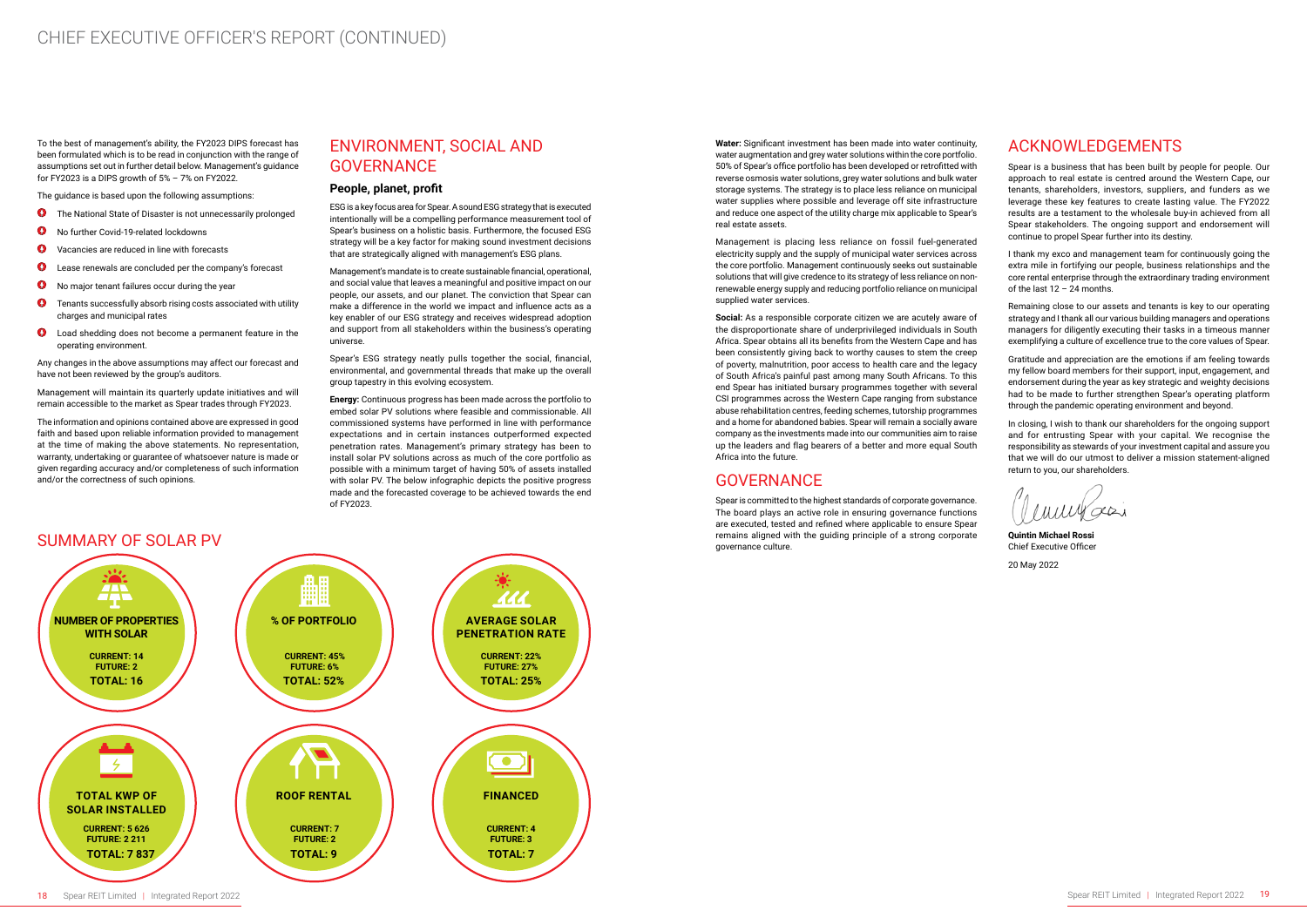# CHIEF EXECUTIVE OFFICER'S REPORT (CONTINUED)

To the best of management's ability, the FY2023 DIPS forecast has been formulated which is to be read in conjunction with the range of assumptions set out in further detail below. Management's guidance for FY2023 is a DIPS growth of 5% – 7% on FY2022.

The guidance is based upon the following assumptions:

- The National State of Disaster is not unnecessarily prolonged
- No further Covid-19-related lockdowns
- Vacancies are reduced in line with forecasts
- Lease renewals are concluded per the company's forecast
- No major tenant failures occur during the year
- Tenants successfully absorb rising costs associated with utility charges and municipal rates
- Load shedding does not become a permanent feature in the operating environment.

Any changes in the above assumptions may affect our forecast and have not been reviewed by the group's auditors.

Management will maintain its quarterly update initiatives and will remain accessible to the market as Spear trades through FY2023.

The information and opinions contained above are expressed in good faith and based upon reliable information provided to management at the time of making the above statements. No representation, warranty, undertaking or guarantee of whatsoever nature is made or given regarding accuracy and/or completeness of such information and/or the correctness of such opinions.

## ENVIRONMENT, SOCIAL AND GOVERNANCE

### People, planet, profit

ESG is a key focus area for Spear. A sound ESG strategy that is executed intentionally will be a compelling performance measurement tool of Spear's business on a holistic basis. Furthermore, the focused ESG strategy will be a key factor for making sound investment decisions that are strategically aligned with management's ESG plans.

Management's mandate is to create sustainable financial, operational, and social value that leaves a meaningful and positive impact on our people, our assets, and our planet. The conviction that Spear can make a difference in the world we impact and influence acts as a key enabler of our ESG strategy and receives widespread adoption and support from all stakeholders within the business's operating universe.

Spear's ESG strategy neatly pulls together the social, financial, environmental, and governmental threads that make up the overall group tapestry in this evolving ecosystem.

**Energy:** Continuous progress has been made across the portfolio to embed solar PV solutions where feasible and commissionable. All commissioned systems have performed in line with performance expectations and in certain instances outperformed expected penetration rates. Management's primary strategy has been to install solar PV solutions across as much of the core portfolio as possible with a minimum target of having 50% of assets installed with solar PV. The below infographic depicts the positive progress made and the forecasted coverage to be achieved towards the end of FY2023.

## SUMMARY OF SOLAR PV

**NUMBER OF PROPERTIES WITH SOLAR**
CURRENT: 14
FUTURE: 2
TOTAL: 16

**% OF PORTFOLIO**
CURRENT: 45%
FUTURE: 6%
TOTAL: 52%

**AVERAGE SOLAR PENETRATION RATE**
CURRENT: 22%
FUTURE: 27%
TOTAL: 25%

**TOTAL KWP OF SOLAR INSTALLED**
CURRENT: 5 626
FUTURE: 2 211
TOTAL: 7 837

**ROOF RENTAL**
CURRENT: 7
FUTURE: 2
TOTAL: 9

**FINANCED**
CURRENT: 4
FUTURE: 3
TOTAL: 7

**Water:** Significant investment has been made into water continuity, water augmentation and grey water solutions within the core portfolio. 50% of Spear's office portfolio has been developed or retrofitted with reverse osmosis water solutions, grey water solutions and bulk water storage systems. The strategy is to place less reliance on municipal water supplies where possible and leverage off site infrastructure and reduce one aspect of the utility charge mix applicable to Spear's real estate assets.

Management is placing less reliance on fossil fuel-generated electricity supply and the supply of municipal water services across the core portfolio. Management continuously seeks out sustainable solutions that will give credence to its strategy of less reliance on non-renewable energy supply and reducing portfolio reliance on municipal supplied water services.

**Social:** As a responsible corporate citizen we are acutely aware of the disproportionate share of underprivileged individuals in South Africa. Spear obtains all its benefits from the Western Cape and has been consistently giving back to worthy causes to stem the creep of poverty, malnutrition, poor access to health care and the legacy of South Africa's painful past among many South Africans. To this end Spear has initiated bursary programmes together with several CSI programmes across the Western Cape ranging from substance abuse rehabilitation centres, feeding schemes, tutorship programmes and a home for abandoned babies. Spear will remain a socially aware company as the investments made into our communities aim to raise up the leaders and flag bearers of a better and more equal South Africa into the future.

## GOVERNANCE

Spear is committed to the highest standards of corporate governance. The board plays an active role in ensuring governance functions are executed, tested and refined where applicable to ensure Spear remains aligned with the guiding principle of a strong corporate governance culture.

## ACKNOWLEDGEMENTS

Spear is a business that has been built by people for people. Our approach to real estate is centred around the Western Cape, our tenants, shareholders, investors, suppliers, and funders as we leverage these key features to create lasting value. The FY2022 results are a testament to the wholesale buy-in achieved from all Spear stakeholders. The ongoing support and endorsement will continue to propel Spear further into its destiny.

I thank my exco and management team for continuously going the extra mile in fortifying our people, business relationships and the core rental enterprise through the extraordinary trading environment of the last 12 – 24 months.

Remaining close to our assets and tenants is key to our operating strategy and I thank all our various building managers and operations managers for diligently executing their tasks in a timeous manner exemplifying a culture of excellence true to the core values of Spear.

Gratitude and appreciation are the emotions if am feeling towards my fellow board members for their support, input, engagement, and endorsement during the year as key strategic and weighty decisions had to be made to further strengthen Spear's operating platform through the pandemic operating environment and beyond.

In closing, I wish to thank our shareholders for the ongoing support and for entrusting Spear with your capital. We recognise the responsibility as stewards of your investment capital and assure you that we will do our utmost to deliver a mission statement-aligned return to you, our shareholders.

**Quintin Michael Rossi**
Chief Executive Officer

20 May 2022